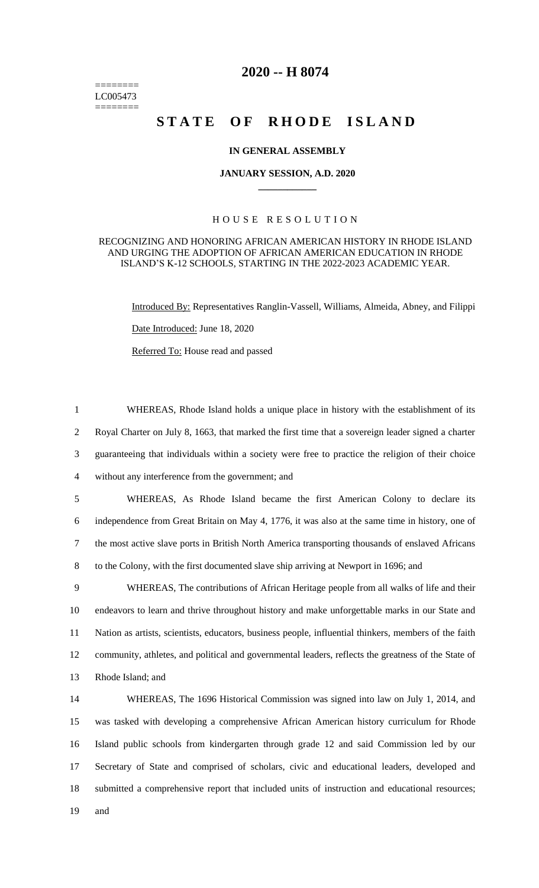========
LC005473
========

# 2020 -- H 8074

# STATE OF RHODE ISLAND

### IN GENERAL ASSEMBLY

### JANUARY SESSION, A.D. 2020

## HOUSE RESOLUTION

### RECOGNIZING AND HONORING AFRICAN AMERICAN HISTORY IN RHODE ISLAND AND URGING THE ADOPTION OF AFRICAN AMERICAN EDUCATION IN RHODE ISLAND'S K-12 SCHOOLS, STARTING IN THE 2022-2023 ACADEMIC YEAR.

Introduced By: Representatives Ranglin-Vassell, Williams, Almeida, Abney, and Filippi

Date Introduced: June 18, 2020

Referred To: House read and passed

WHEREAS, Rhode Island holds a unique place in history with the establishment of its Royal Charter on July 8, 1663, that marked the first time that a sovereign leader signed a charter guaranteeing that individuals within a society were free to practice the religion of their choice without any interference from the government; and

WHEREAS, As Rhode Island became the first American Colony to declare its independence from Great Britain on May 4, 1776, it was also at the same time in history, one of the most active slave ports in British North America transporting thousands of enslaved Africans to the Colony, with the first documented slave ship arriving at Newport in 1696; and

WHEREAS, The contributions of African Heritage people from all walks of life and their endeavors to learn and thrive throughout history and make unforgettable marks in our State and Nation as artists, scientists, educators, business people, influential thinkers, members of the faith community, athletes, and political and governmental leaders, reflects the greatness of the State of Rhode Island; and

WHEREAS, The 1696 Historical Commission was signed into law on July 1, 2014, and was tasked with developing a comprehensive African American history curriculum for Rhode Island public schools from kindergarten through grade 12 and said Commission led by our Secretary of State and comprised of scholars, civic and educational leaders, developed and submitted a comprehensive report that included units of instruction and educational resources; and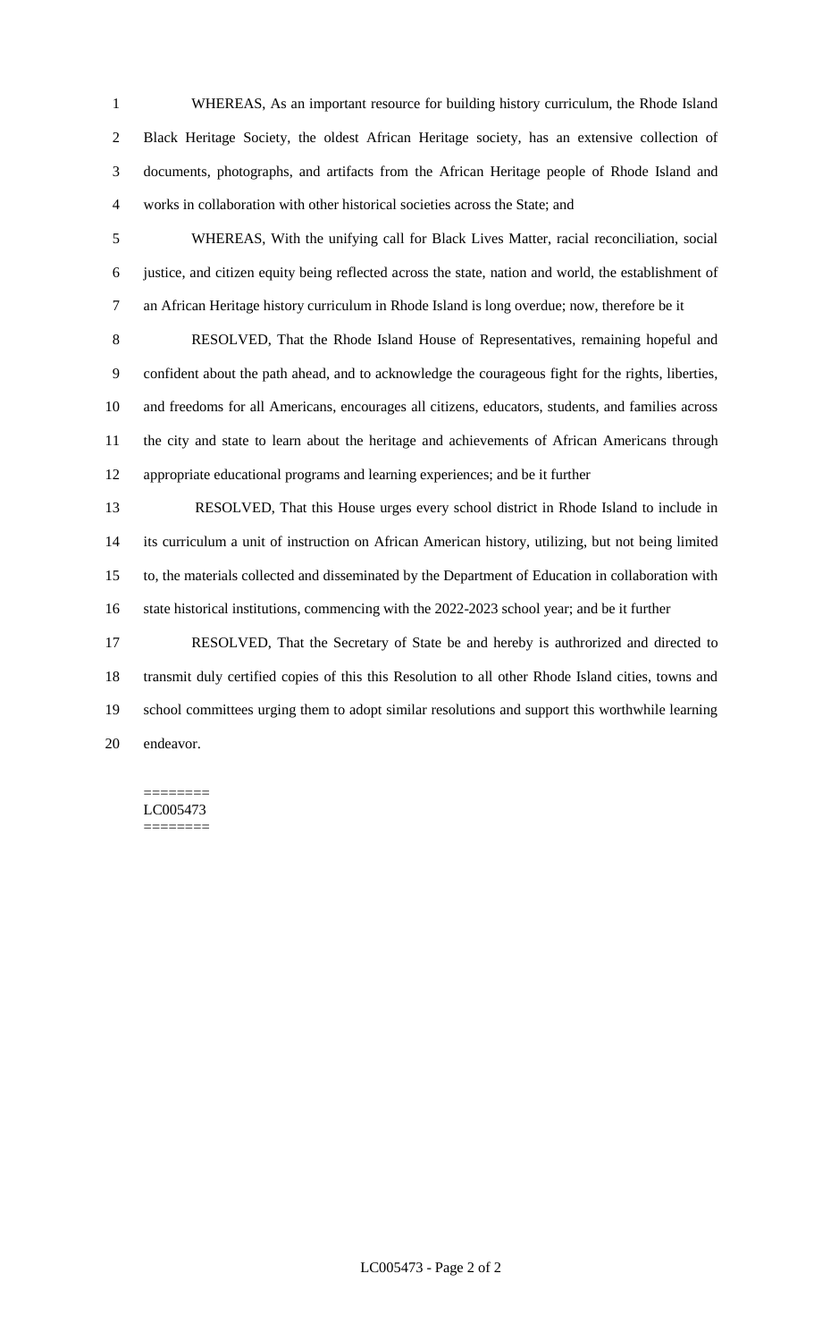WHEREAS, As an important resource for building history curriculum, the Rhode Island Black Heritage Society, the oldest African Heritage society, has an extensive collection of documents, photographs, and artifacts from the African Heritage people of Rhode Island and works in collaboration with other historical societies across the State; and

WHEREAS, With the unifying call for Black Lives Matter, racial reconciliation, social justice, and citizen equity being reflected across the state, nation and world, the establishment of an African Heritage history curriculum in Rhode Island is long overdue; now, therefore be it

RESOLVED, That the Rhode Island House of Representatives, remaining hopeful and confident about the path ahead, and to acknowledge the courageous fight for the rights, liberties, and freedoms for all Americans, encourages all citizens, educators, students, and families across the city and state to learn about the heritage and achievements of African Americans through appropriate educational programs and learning experiences; and be it further

RESOLVED, That this House urges every school district in Rhode Island to include in its curriculum a unit of instruction on African American history, utilizing, but not being limited to, the materials collected and disseminated by the Department of Education in collaboration with state historical institutions, commencing with the 2022-2023 school year; and be it further

RESOLVED, That the Secretary of State be and hereby is authrorized and directed to transmit duly certified copies of this this Resolution to all other Rhode Island cities, towns and school committees urging them to adopt similar resolutions and support this worthwhile learning endeavor.

========
LC005473
========